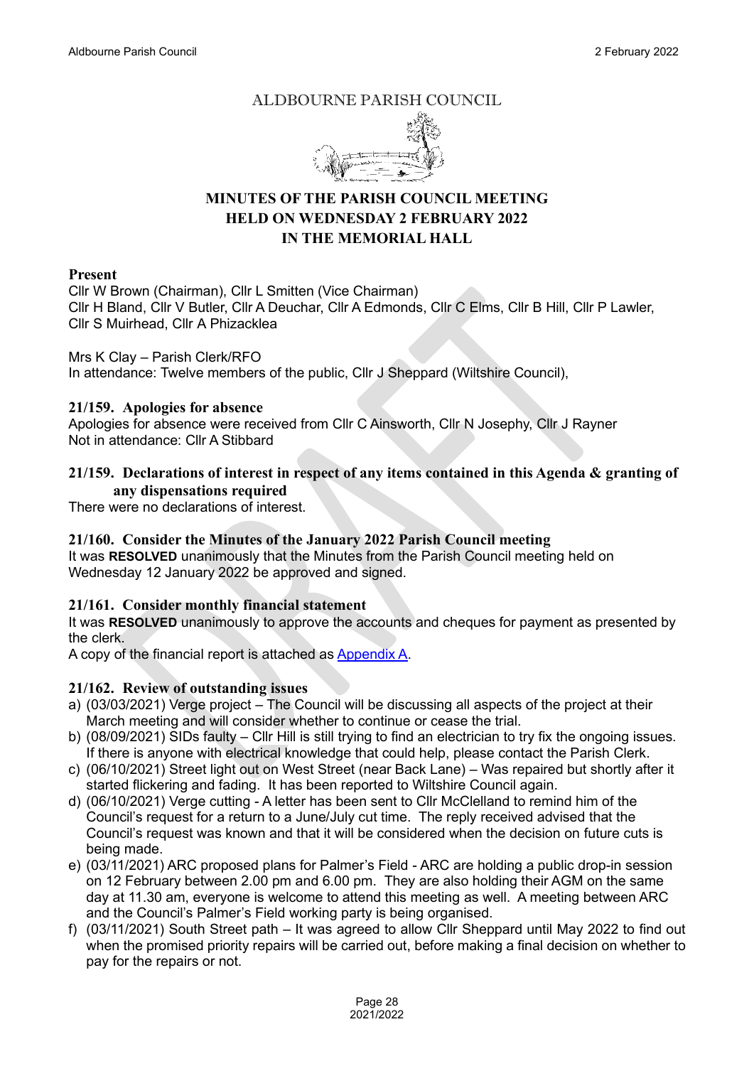# ALDBOURNE PARISH COUNCIL

## MINUTES OF THE PARISH COUNCIL MEETING HELD ON WEDNESDAY 2 FEBRUARY 2022 IN THE MEMORIAL HALL

**Present**

Cllr W Brown (Chairman), Cllr L Smitten (Vice Chairman)
Cllr H Bland, Cllr V Butler, Cllr A Deuchar, Cllr A Edmonds, Cllr C Elms, Cllr B Hill, Cllr P Lawler, Cllr S Muirhead, Cllr A Phizacklea

Mrs K Clay – Parish Clerk/RFO
In attendance: Twelve members of the public, Cllr J Sheppard (Wiltshire Council),

### 21/159. Apologies for absence

Apologies for absence were received from Cllr C Ainsworth, Cllr N Josephy, Cllr J Rayner
Not in attendance: Cllr A Stibbard

### 21/159. Declarations of interest in respect of any items contained in this Agenda & granting of any dispensations required

There were no declarations of interest.

### 21/160. Consider the Minutes of the January 2022 Parish Council meeting

It was **RESOLVED** unanimously that the Minutes from the Parish Council meeting held on Wednesday 12 January 2022 be approved and signed.

### 21/161. Consider monthly financial statement

It was **RESOLVED** unanimously to approve the accounts and cheques for payment as presented by the clerk.
A copy of the financial report is attached as Appendix A.

### 21/162. Review of outstanding issues

a) (03/03/2021) Verge project – The Council will be discussing all aspects of the project at their March meeting and will consider whether to continue or cease the trial.
b) (08/09/2021) SIDs faulty – Cllr Hill is still trying to find an electrician to try fix the ongoing issues. If there is anyone with electrical knowledge that could help, please contact the Parish Clerk.
c) (06/10/2021) Street light out on West Street (near Back Lane) – Was repaired but shortly after it started flickering and fading. It has been reported to Wiltshire Council again.
d) (06/10/2021) Verge cutting - A letter has been sent to Cllr McClelland to remind him of the Council's request for a return to a June/July cut time. The reply received advised that the Council's request was known and that it will be considered when the decision on future cuts is being made.
e) (03/11/2021) ARC proposed plans for Palmer's Field - ARC are holding a public drop-in session on 12 February between 2.00 pm and 6.00 pm. They are also holding their AGM on the same day at 11.30 am, everyone is welcome to attend this meeting as well. A meeting between ARC and the Council's Palmer's Field working party is being organised.
f) (03/11/2021) South Street path – It was agreed to allow Cllr Sheppard until May 2022 to find out when the promised priority repairs will be carried out, before making a final decision on whether to pay for the repairs or not.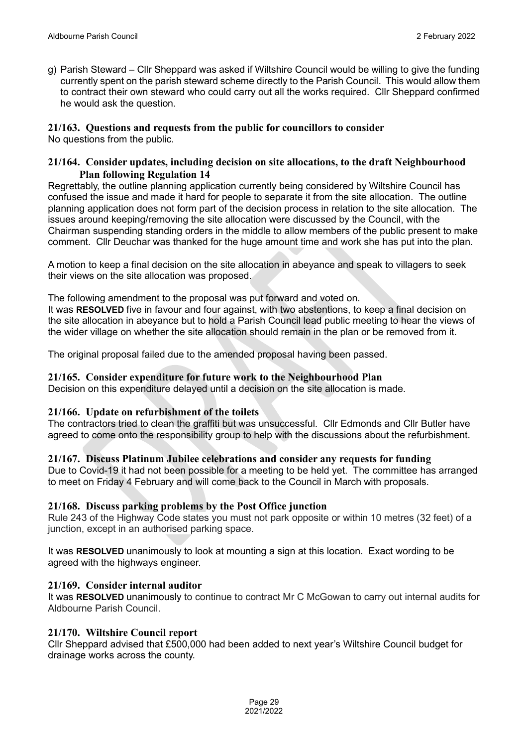g) Parish Steward – Cllr Sheppard was asked if Wiltshire Council would be willing to give the funding currently spent on the parish steward scheme directly to the Parish Council. This would allow them to contract their own steward who could carry out all the works required. Cllr Sheppard confirmed he would ask the question.

### 21/163. Questions and requests from the public for councillors to consider

No questions from the public.

### 21/164. Consider updates, including decision on site allocations, to the draft Neighbourhood Plan following Regulation 14

Regrettably, the outline planning application currently being considered by Wiltshire Council has confused the issue and made it hard for people to separate it from the site allocation. The outline planning application does not form part of the decision process in relation to the site allocation. The issues around keeping/removing the site allocation were discussed by the Council, with the Chairman suspending standing orders in the middle to allow members of the public present to make comment. Cllr Deuchar was thanked for the huge amount time and work she has put into the plan.

A motion to keep a final decision on the site allocation in abeyance and speak to villagers to seek their views on the site allocation was proposed.

The following amendment to the proposal was put forward and voted on.
It was **RESOLVED** five in favour and four against, with two abstentions, to keep a final decision on the site allocation in abeyance but to hold a Parish Council lead public meeting to hear the views of the wider village on whether the site allocation should remain in the plan or be removed from it.

The original proposal failed due to the amended proposal having been passed.

### 21/165. Consider expenditure for future work to the Neighbourhood Plan

Decision on this expenditure delayed until a decision on the site allocation is made.

### 21/166. Update on refurbishment of the toilets

The contractors tried to clean the graffiti but was unsuccessful. Cllr Edmonds and Cllr Butler have agreed to come onto the responsibility group to help with the discussions about the refurbishment.

### 21/167. Discuss Platinum Jubilee celebrations and consider any requests for funding

Due to Covid-19 it had not been possible for a meeting to be held yet. The committee has arranged to meet on Friday 4 February and will come back to the Council in March with proposals.

### 21/168. Discuss parking problems by the Post Office junction

Rule 243 of the Highway Code states you must not park opposite or within 10 metres (32 feet) of a junction, except in an authorised parking space.

It was **RESOLVED** unanimously to look at mounting a sign at this location. Exact wording to be agreed with the highways engineer.

### 21/169. Consider internal auditor

It was **RESOLVED** unanimously to continue to contract Mr C McGowan to carry out internal audits for Aldbourne Parish Council.

### 21/170. Wiltshire Council report

Cllr Sheppard advised that £500,000 had been added to next year's Wiltshire Council budget for drainage works across the county.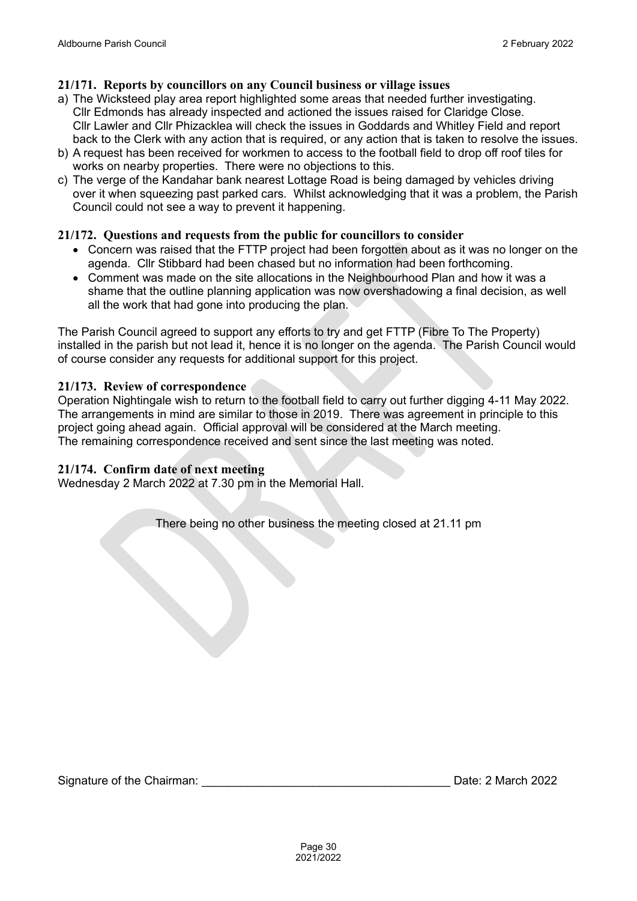### 21/171. Reports by councillors on any Council business or village issues

a) The Wicksteed play area report highlighted some areas that needed further investigating. Cllr Edmonds has already inspected and actioned the issues raised for Claridge Close. Cllr Lawler and Cllr Phizacklea will check the issues in Goddards and Whitley Field and report back to the Clerk with any action that is required, or any action that is taken to resolve the issues.
b) A request has been received for workmen to access to the football field to drop off roof tiles for works on nearby properties. There were no objections to this.
c) The verge of the Kandahar bank nearest Lottage Road is being damaged by vehicles driving over it when squeezing past parked cars. Whilst acknowledging that it was a problem, the Parish Council could not see a way to prevent it happening.

### 21/172. Questions and requests from the public for councillors to consider

- Concern was raised that the FTTP project had been forgotten about as it was no longer on the agenda. Cllr Stibbard had been chased but no information had been forthcoming.
- Comment was made on the site allocations in the Neighbourhood Plan and how it was a shame that the outline planning application was now overshadowing a final decision, as well all the work that had gone into producing the plan.

The Parish Council agreed to support any efforts to try and get FTTP (Fibre To The Property) installed in the parish but not lead it, hence it is no longer on the agenda. The Parish Council would of course consider any requests for additional support for this project.

### 21/173. Review of correspondence

Operation Nightingale wish to return to the football field to carry out further digging 4-11 May 2022. The arrangements in mind are similar to those in 2019. There was agreement in principle to this project going ahead again. Official approval will be considered at the March meeting.
The remaining correspondence received and sent since the last meeting was noted.

### 21/174. Confirm date of next meeting

Wednesday 2 March 2022 at 7.30 pm in the Memorial Hall.

There being no other business the meeting closed at 21.11 pm

Signature of the Chairman: ______________________________________ Date: 2 March 2022